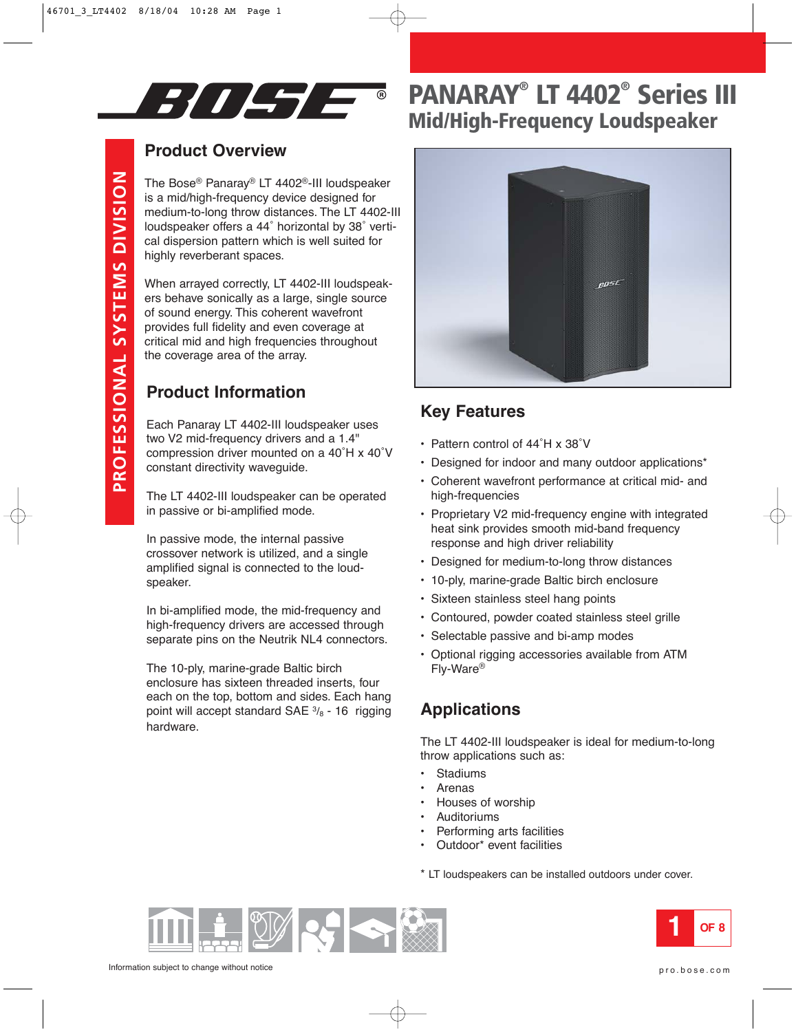# PANARAY® LT 4402® Series III

## Mid/High-Frequency Loudspeaker

PROFESSIONAL SYSTEMS DIVISION

## Product Overview

The Bose® Panaray® LT 4402®-III loudspeaker is a mid/high-frequency device designed for medium-to-long throw distances. The LT 4402-III loudspeaker offers a 44˚ horizontal by 38˚ vertical dispersion pattern which is well suited for highly reverberant spaces.

When arrayed correctly, LT 4402-III loudspeakers behave sonically as a large, single source of sound energy. This coherent wavefront provides full fidelity and even coverage at critical mid and high frequencies throughout the coverage area of the array.

## Product Information

Each Panaray LT 4402-III loudspeaker uses two V2 mid-frequency drivers and a 1.4" compression driver mounted on a 40˚H x 40˚V constant directivity waveguide.

The LT 4402-III loudspeaker can be operated in passive or bi-amplified mode.

In passive mode, the internal passive crossover network is utilized, and a single amplified signal is connected to the loudspeaker.

In bi-amplified mode, the mid-frequency and high-frequency drivers are accessed through separate pins on the Neutrik NL4 connectors.

The 10-ply, marine-grade Baltic birch enclosure has sixteen threaded inserts, four each on the top, bottom and sides. Each hang point will accept standard SAE 3/8 - 16 rigging hardware.

## Key Features

- Pattern control of 44˚H x 38˚V
- Designed for indoor and many outdoor applications*
- Coherent wavefront performance at critical mid- and high-frequencies
- Proprietary V2 mid-frequency engine with integrated heat sink provides smooth mid-band frequency response and high driver reliability
- Designed for medium-to-long throw distances
- 10-ply, marine-grade Baltic birch enclosure
- Sixteen stainless steel hang points
- Contoured, powder coated stainless steel grille
- Selectable passive and bi-amp modes
- Optional rigging accessories available from ATM Fly-Ware®

## Applications

The LT 4402-III loudspeaker is ideal for medium-to-long throw applications such as:

- Stadiums
- Arenas
- Houses of worship
- Auditoriums
- Performing arts facilities
- Outdoor* event facilities

\* LT loudspeakers can be installed outdoors under cover.

Information subject to change without notice

pro.bose.com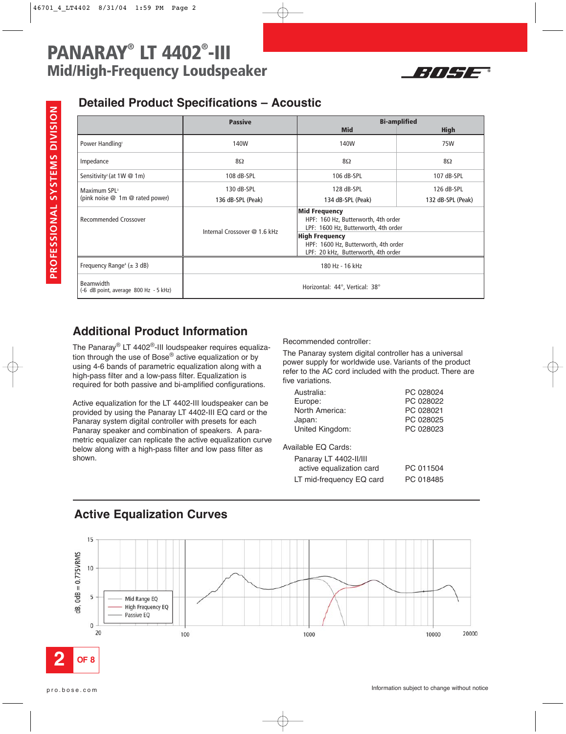# PANARAY® LT 4402®-III

## Mid/High-Frequency Loudspeaker

PROFESSIONAL SYSTEMS DIVISION

## Detailed Product Specifications – Acoustic

| | Passive | Bi-amplified Mid | Bi-amplified High |
|---|---|---|---|
| Power Handling[1] | 140W | 140W | 75W |
| Impedance | 8Ω | 8Ω | 8Ω |
| Sensitivity[2] (at 1W @ 1m) | 108 dB-SPL | 106 dB-SPL | 107 dB-SPL |
| Maximum SPL[3] (pink noise @ 1m @ rated power) | 130 dB-SPL<br>136 dB-SPL (Peak) | 128 dB-SPL<br>134 dB-SPL (Peak) | 126 dB-SPL<br>132 dB-SPL (Peak) |
| Recommended Crossover | Internal Crossover @ 1.6 kHz | **Mid Frequency**<br>HPF: 160 Hz, Butterworth, 4th order<br>LPF: 1600 Hz, Butterworth, 4th order<br>**High Frequency**<br>HPF: 1600 Hz, Butterworth, 4th order<br>LPF: 20 kHz, Butterworth, 4th order | |
| Frequency Range[4] (± 3 dB) | 180 Hz - 16 kHz | | |
| Beamwidth (-6 dB point, average 800 Hz - 5 kHz) | Horizontal: 44°, Vertical: 38° | | |

## Additional Product Information

The Panaray® LT 4402®-III loudspeaker requires equalization through the use of Bose® active equalization or by using 4-6 bands of parametric equalization along with a high-pass filter and a low-pass filter. Equalization is required for both passive and bi-amplified configurations.

Active equalization for the LT 4402-III loudspeaker can be provided by using the Panaray LT 4402-III EQ card or the Panaray system digital controller with presets for each Panaray speaker and combination of speakers. A parametric equalizer can replicate the active equalization curve below along with a high-pass filter and low pass filter as shown.

Recommended controller:

The Panaray system digital controller has a universal power supply for worldwide use. Variants of the product refer to the AC cord included with the product. There are five variations.

| | |
|---|---|
| Australia: | PC 028024 |
| Europe: | PC 028022 |
| North America: | PC 028021 |
| Japan: | PC 028025 |
| United Kingdom: | PC 028023 |

Available EQ Cards:

| | |
|---|---|
| Panaray LT 4402-II/III active equalization card | PC 011504 |
| LT mid-frequency EQ card | PC 018485 |

## Active Equalization Curves

(Chart: dB, 0dB = 0.775VRMS vs. frequency 20–20000 Hz; legend: Mid Range EQ, High Frequency EQ, Passive EQ)

pro.bose.com

Information subject to change without notice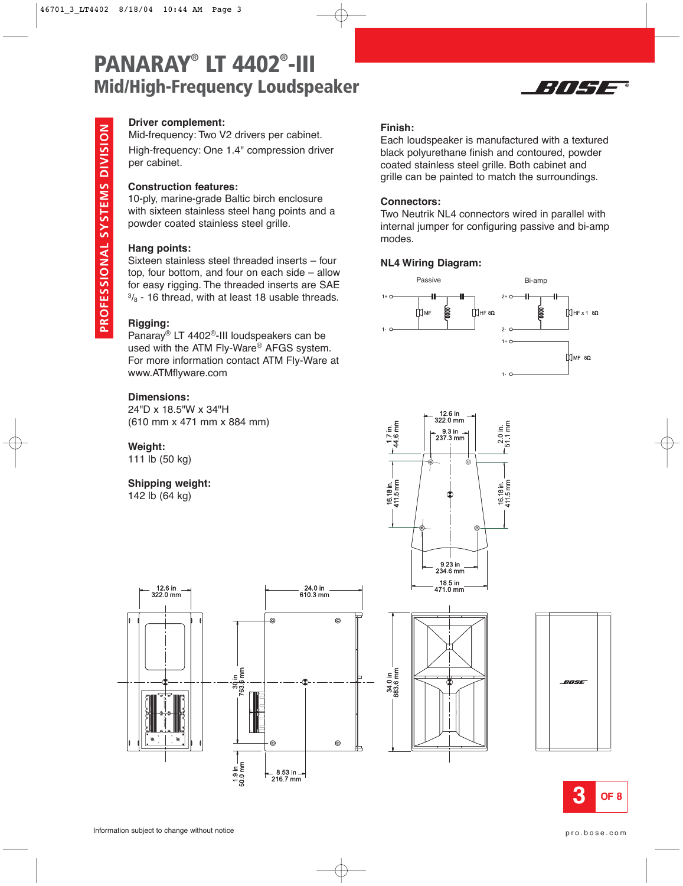# PANARAY® LT 4402®-III

## Mid/High-Frequency Loudspeaker

PROFESSIONAL SYSTEMS DIVISION

**Driver complement:**
Mid-frequency: Two V2 drivers per cabinet.
High-frequency: One 1.4" compression driver per cabinet.

**Construction features:**
10-ply, marine-grade Baltic birch enclosure with sixteen stainless steel hang points and a powder coated stainless steel grille.

**Hang points:**
Sixteen stainless steel threaded inserts – four top, four bottom, and four on each side – allow for easy rigging. The threaded inserts are SAE 3/8 - 16 thread, with at least 18 usable threads.

**Rigging:**
Panaray® LT 4402®-III loudspeakers can be used with the ATM Fly-Ware® AFGS system. For more information contact ATM Fly-Ware at www.ATMflyware.com

**Dimensions:**
24"D x 18.5"W x 34"H
(610 mm x 471 mm x 884 mm)

**Weight:**
111 lb (50 kg)

**Shipping weight:**
142 lb (64 kg)

**Finish:**
Each loudspeaker is manufactured with a textured black polyurethane finish and contoured, powder coated stainless steel grille. Both cabinet and grille can be painted to match the surroundings.

**Connectors:**
Two Neutrik NL4 connectors wired in parallel with internal jumper for configuring passive and bi-amp modes.

**NL4 Wiring Diagram:**

Passive: 1+, 1- ; MF, HF 8Ω

Bi-amp: 2+, 2- ; HF x 1 8Ω — 1+, 1- ; MF 8Ω

Information subject to change without notice

pro.bose.com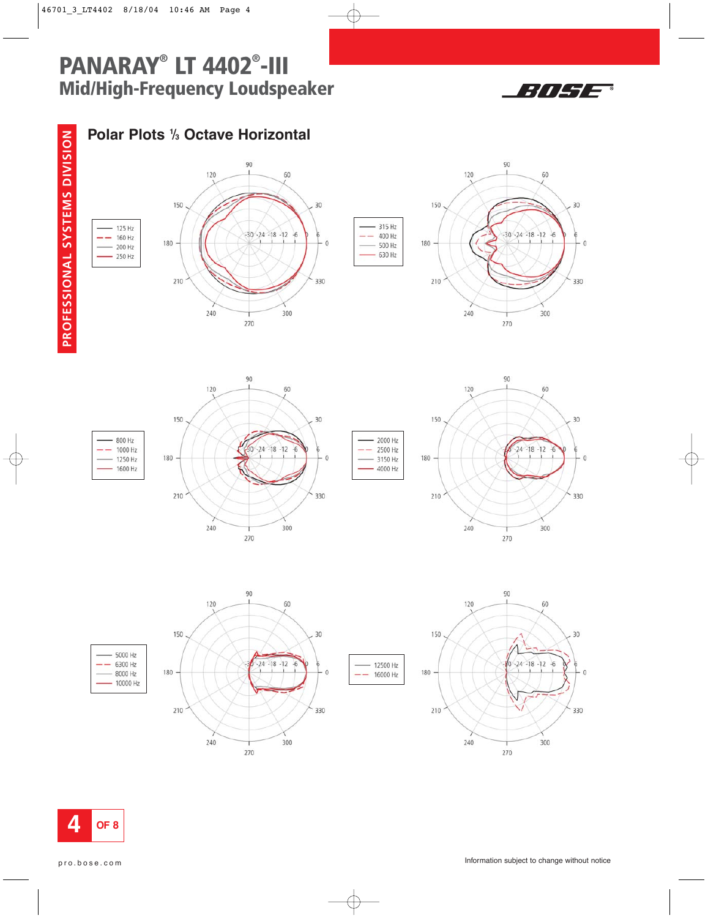# PANARAY® LT 4402®-III
## Mid/High-Frequency Loudspeaker

PROFESSIONAL SYSTEMS DIVISION

### Polar Plots ⅓ Octave Horizontal

125 Hz
160 Hz
200 Hz
250 Hz

315 Hz
400 Hz
500 Hz
630 Hz

800 Hz
1000 Hz
1250 Hz
1600 Hz

2000 Hz
2500 Hz
3150 Hz
4000 Hz

5000 Hz
6300 Hz
8000 Hz
10000 Hz

12500 Hz
16000 Hz

pro.bose.com

Information subject to change without notice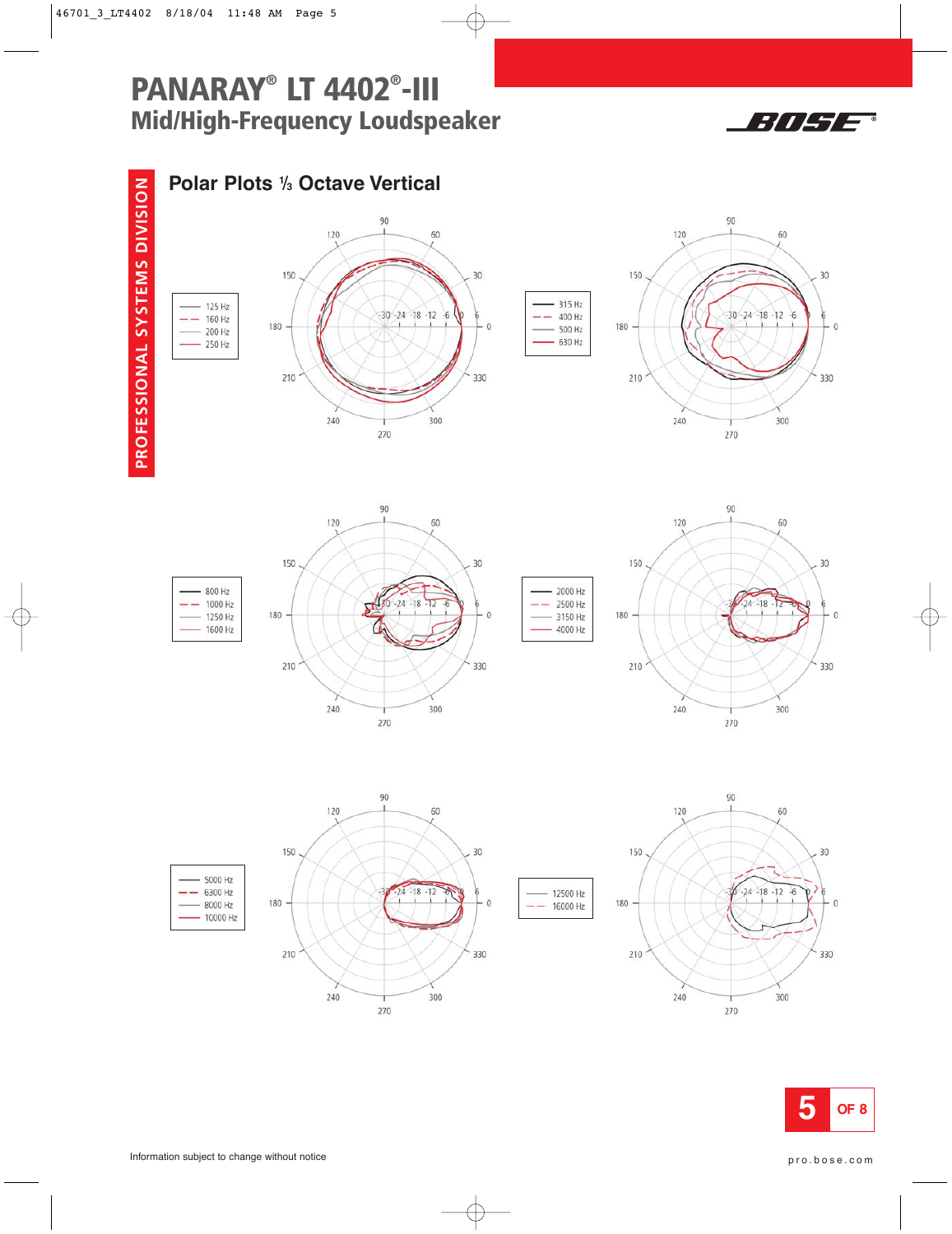# PANARAY® LT 4402®-III
## Mid/High-Frequency Loudspeaker

PROFESSIONAL SYSTEMS DIVISION

## Polar Plots ⅓ Octave Vertical

125 Hz
160 Hz
200 Hz
250 Hz

315 Hz
400 Hz
500 Hz
630 Hz

800 Hz
1000 Hz
1250 Hz
1600 Hz

2000 Hz
2500 Hz
3150 Hz
4000 Hz

5000 Hz
6300 Hz
8000 Hz
10000 Hz

12500 Hz
16000 Hz

Information subject to change without notice

pro.bose.com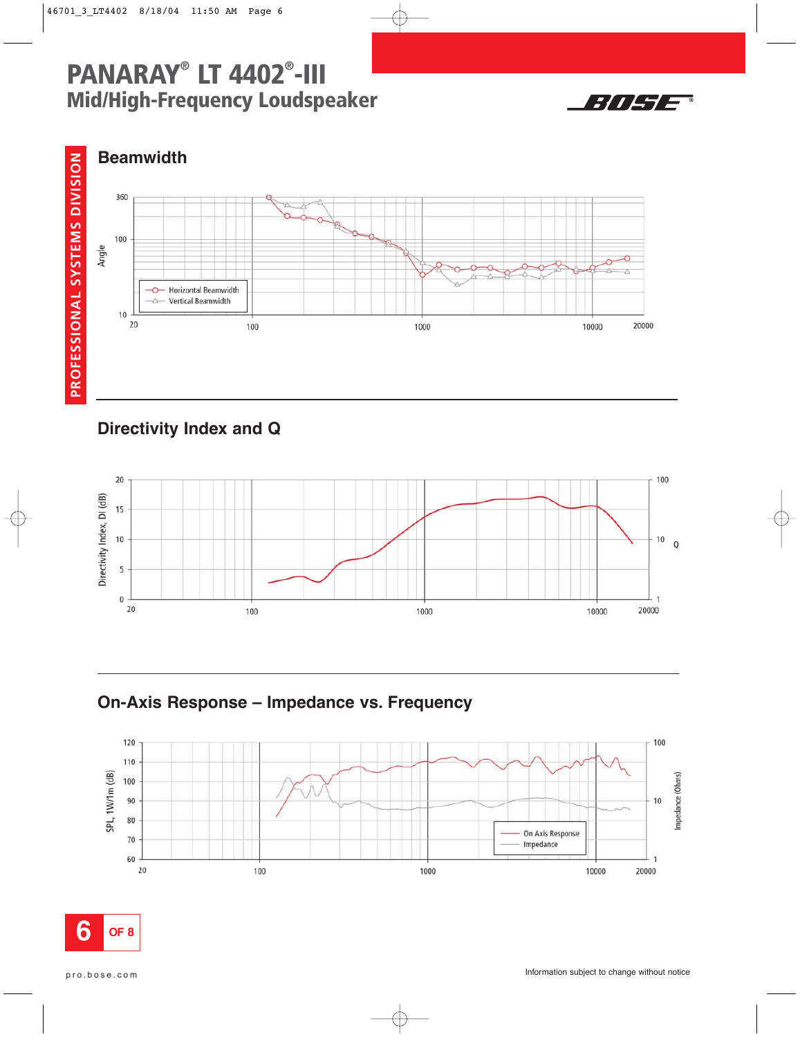# PANARAY® LT 4402®-III

## Mid/High-Frequency Loudspeaker

## Beamwidth

## Directivity Index and Q

## On-Axis Response – Impedance vs. Frequency

pro.bose.com

Information subject to change without notice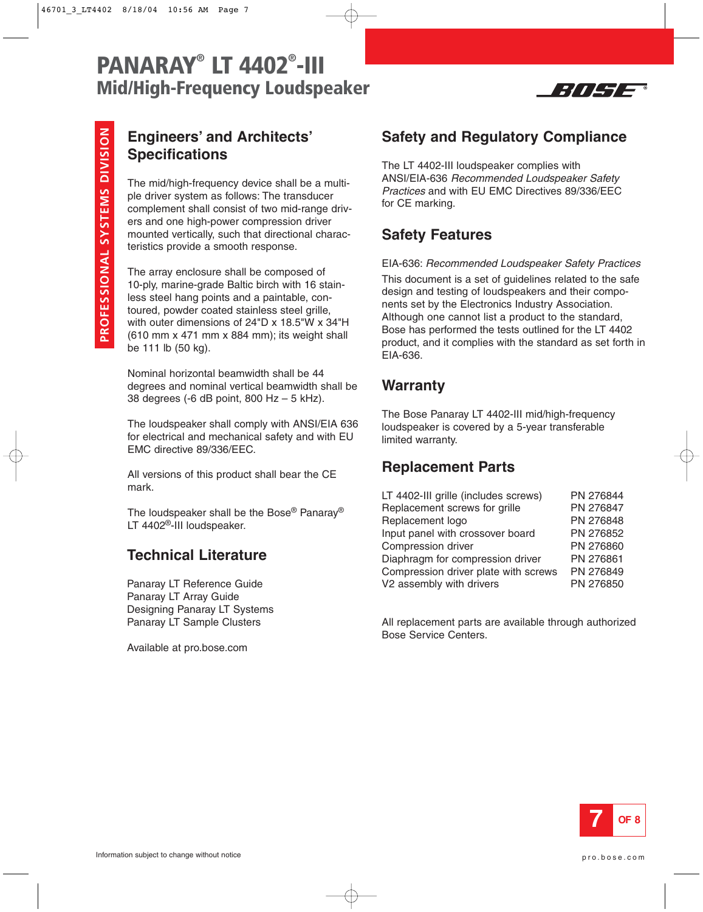# PANARAY® LT 4402®-III

## Mid/High-Frequency Loudspeaker

PROFESSIONAL SYSTEMS DIVISION

## Engineers' and Architects' Specifications

The mid/high-frequency device shall be a multiple driver system as follows: The transducer complement shall consist of two mid-range drivers and one high-power compression driver mounted vertically, such that directional characteristics provide a smooth response.

The array enclosure shall be composed of 10-ply, marine-grade Baltic birch with 16 stainless steel hang points and a paintable, contoured, powder coated stainless steel grille, with outer dimensions of 24"D x 18.5"W x 34"H (610 mm x 471 mm x 884 mm); its weight shall be 111 lb (50 kg).

Nominal horizontal beamwidth shall be 44 degrees and nominal vertical beamwidth shall be 38 degrees (-6 dB point, 800 Hz – 5 kHz).

The loudspeaker shall comply with ANSI/EIA 636 for electrical and mechanical safety and with EU EMC directive 89/336/EEC.

All versions of this product shall bear the CE mark.

The loudspeaker shall be the Bose® Panaray® LT 4402®-III loudspeaker.

## Technical Literature

Panaray LT Reference Guide
Panaray LT Array Guide
Designing Panaray LT Systems
Panaray LT Sample Clusters

Available at pro.bose.com

## Safety and Regulatory Compliance

The LT 4402-III loudspeaker complies with ANSI/EIA-636 *Recommended Loudspeaker Safety Practices* and with EU EMC Directives 89/336/EEC for CE marking.

## Safety Features

EIA-636: *Recommended Loudspeaker Safety Practices*

This document is a set of guidelines related to the safe design and testing of loudspeakers and their components set by the Electronics Industry Association. Although one cannot list a product to the standard, Bose has performed the tests outlined for the LT 4402 product, and it complies with the standard as set forth in EIA-636.

## Warranty

The Bose Panaray LT 4402-III mid/high-frequency loudspeaker is covered by a 5-year transferable limited warranty.

## Replacement Parts

| Part | Part Number |
|---|---|
| LT 4402-III grille (includes screws) | PN 276844 |
| Replacement screws for grille | PN 276847 |
| Replacement logo | PN 276848 |
| Input panel with crossover board | PN 276852 |
| Compression driver | PN 276860 |
| Diaphragm for compression driver | PN 276861 |
| Compression driver plate with screws | PN 276849 |
| V2 assembly with drivers | PN 276850 |

All replacement parts are available through authorized Bose Service Centers.

Information subject to change without notice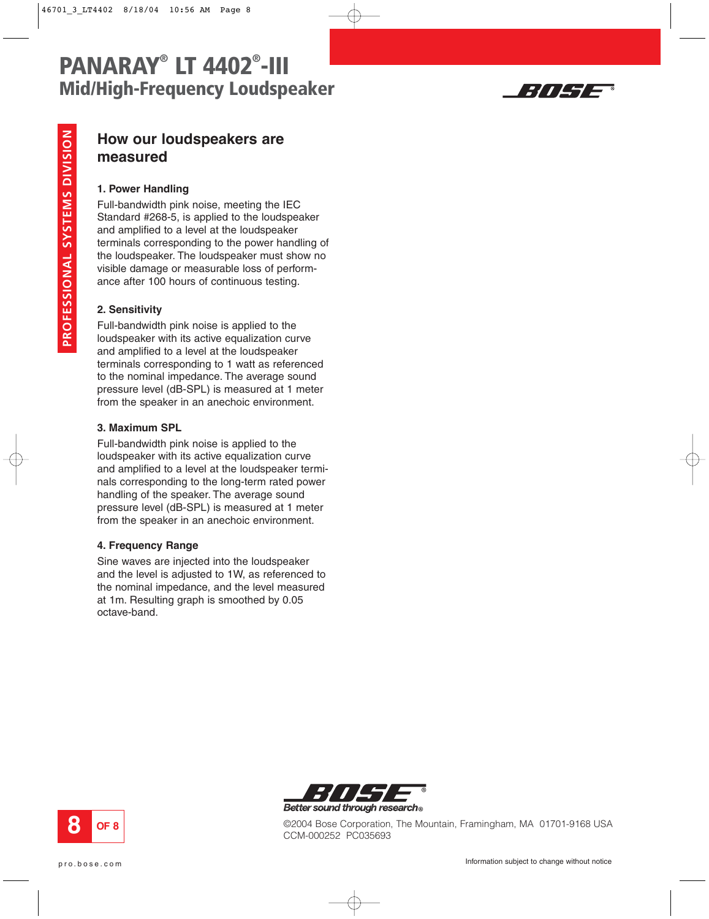# PANARAY® LT 4402®-III
## Mid/High-Frequency Loudspeaker

PROFESSIONAL SYSTEMS DIVISION

## How our loudspeakers are measured

### 1. Power Handling

Full-bandwidth pink noise, meeting the IEC Standard #268-5, is applied to the loudspeaker and amplified to a level at the loudspeaker terminals corresponding to the power handling of the loudspeaker. The loudspeaker must show no visible damage or measurable loss of performance after 100 hours of continuous testing.

### 2. Sensitivity

Full-bandwidth pink noise is applied to the loudspeaker with its active equalization curve and amplified to a level at the loudspeaker terminals corresponding to 1 watt as referenced to the nominal impedance. The average sound pressure level (dB-SPL) is measured at 1 meter from the speaker in an anechoic environment.

### 3. Maximum SPL

Full-bandwidth pink noise is applied to the loudspeaker with its active equalization curve and amplified to a level at the loudspeaker terminals corresponding to the long-term rated power handling of the speaker. The average sound pressure level (dB-SPL) is measured at 1 meter from the speaker in an anechoic environment.

### 4. Frequency Range

Sine waves are injected into the loudspeaker and the level is adjusted to 1W, as referenced to the nominal impedance, and the level measured at 1m. Resulting graph is smoothed by 0.05 octave-band.

BOSE®
Better sound through research®

©2004 Bose Corporation, The Mountain, Framingham, MA 01701-9168 USA
CCM-000252 PC035693

pro.bose.com

Information subject to change without notice